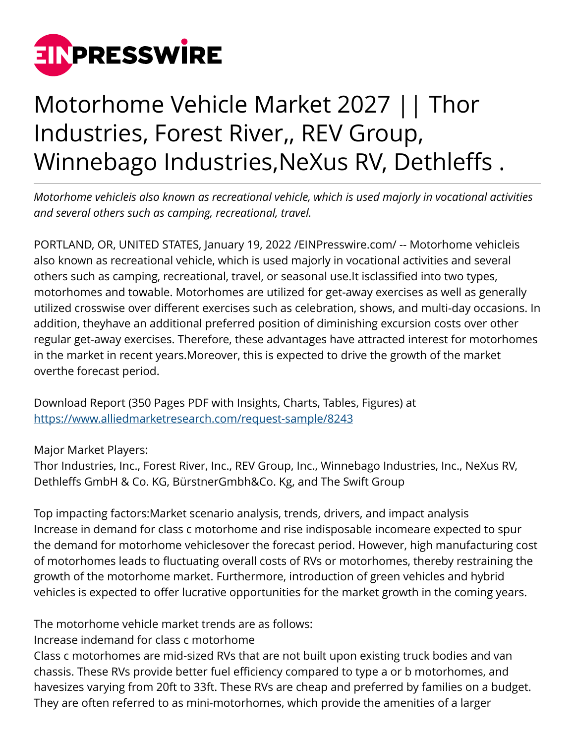# Motorhome Vehicle Market 2027 || Thor Industries, Forest River,, REV Group, Winnebago Industries,NeXus RV, Dethleffs .

*Motorhome vehicleis also known as recreational vehicle, which is used majorly in vocational activities and several others such as camping, recreational, travel.*

PORTLAND, OR, UNITED STATES, January 19, 2022 /EINPresswire.com/ -- Motorhome vehicleis also known as recreational vehicle, which is used majorly in vocational activities and several others such as camping, recreational, travel, or seasonal use.It isclassified into two types, motorhomes and towable. Motorhomes are utilized for get-away exercises as well as generally utilized crosswise over different exercises such as celebration, shows, and multi-day occasions. In addition, theyhave an additional preferred position of diminishing excursion costs over other regular get-away exercises. Therefore, these advantages have attracted interest for motorhomes in the market in recent years.Moreover, this is expected to drive the growth of the market overthe forecast period.

Download Report (350 Pages PDF with Insights, Charts, Tables, Figures) at
https://www.alliedmarketresearch.com/request-sample/8243

Major Market Players:
Thor Industries, Inc., Forest River, Inc., REV Group, Inc., Winnebago Industries, Inc., NeXus RV, Dethleffs GmbH & Co. KG, BürstnerGmbh&Co. Kg, and The Swift Group

Top impacting factors:Market scenario analysis, trends, drivers, and impact analysis
Increase in demand for class c motorhome and rise indisposable incomeare expected to spur the demand for motorhome vehiclesover the forecast period. However, high manufacturing cost of motorhomes leads to fluctuating overall costs of RVs or motorhomes, thereby restraining the growth of the motorhome market. Furthermore, introduction of green vehicles and hybrid vehicles is expected to offer lucrative opportunities for the market growth in the coming years.

The motorhome vehicle market trends are as follows:
Increase indemand for class c motorhome
Class c motorhomes are mid-sized RVs that are not built upon existing truck bodies and van chassis. These RVs provide better fuel efficiency compared to type a or b motorhomes, and havesizes varying from 20ft to 33ft. These RVs are cheap and preferred by families on a budget. They are often referred to as mini-motorhomes, which provide the amenities of a larger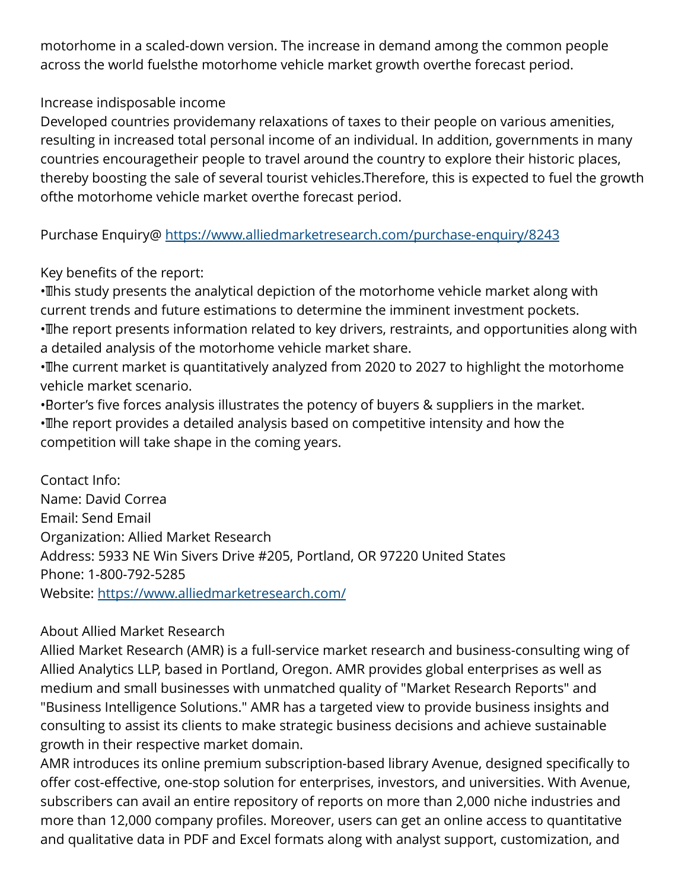motorhome in a scaled-down version. The increase in demand among the common people across the world fuelsthe motorhome vehicle market growth overthe forecast period.

Increase indisposable income
Developed countries providemany relaxations of taxes to their people on various amenities, resulting in increased total personal income of an individual. In addition, governments in many countries encouragetheir people to travel around the country to explore their historic places, thereby boosting the sale of several tourist vehicles.Therefore, this is expected to fuel the growth ofthe motorhome vehicle market overthe forecast period.

Purchase Enquiry@ https://www.alliedmarketresearch.com/purchase-enquiry/8243

Key benefits of the report:
• This study presents the analytical depiction of the motorhome vehicle market along with current trends and future estimations to determine the imminent investment pockets.
• The report presents information related to key drivers, restraints, and opportunities along with a detailed analysis of the motorhome vehicle market share.
• The current market is quantitatively analyzed from 2020 to 2027 to highlight the motorhome vehicle market scenario.
• Porter's five forces analysis illustrates the potency of buyers & suppliers in the market.
• The report provides a detailed analysis based on competitive intensity and how the competition will take shape in the coming years.

Contact Info:
Name: David Correa
Email: Send Email
Organization: Allied Market Research
Address: 5933 NE Win Sivers Drive #205, Portland, OR 97220 United States
Phone: 1-800-792-5285
Website: https://www.alliedmarketresearch.com/

About Allied Market Research
Allied Market Research (AMR) is a full-service market research and business-consulting wing of Allied Analytics LLP, based in Portland, Oregon. AMR provides global enterprises as well as medium and small businesses with unmatched quality of "Market Research Reports" and "Business Intelligence Solutions." AMR has a targeted view to provide business insights and consulting to assist its clients to make strategic business decisions and achieve sustainable growth in their respective market domain.
AMR introduces its online premium subscription-based library Avenue, designed specifically to offer cost-effective, one-stop solution for enterprises, investors, and universities. With Avenue, subscribers can avail an entire repository of reports on more than 2,000 niche industries and more than 12,000 company profiles. Moreover, users can get an online access to quantitative and qualitative data in PDF and Excel formats along with analyst support, customization, and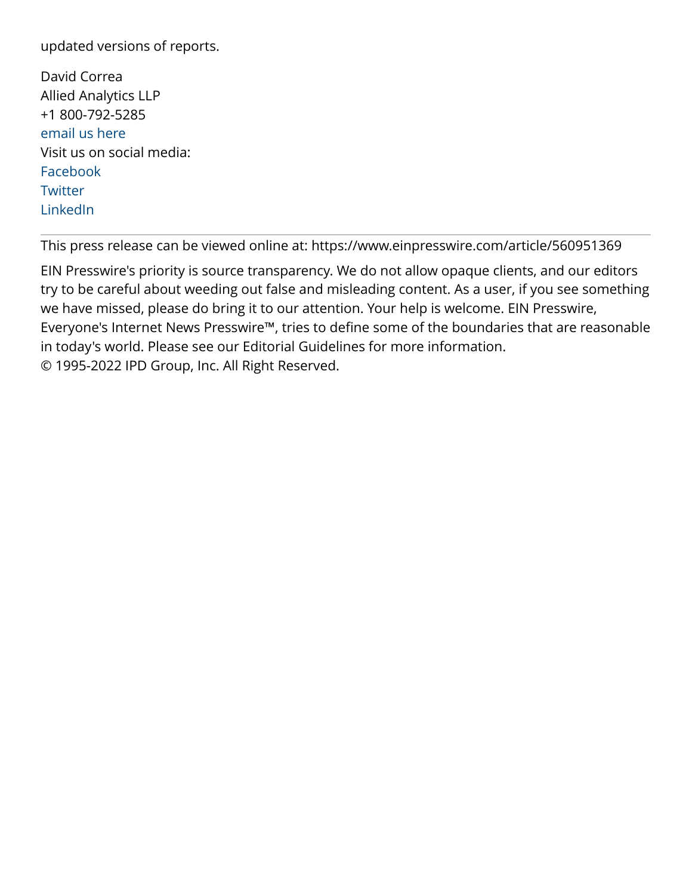updated versions of reports.

David Correa
Allied Analytics LLP
+1 800-792-5285
email us here
Visit us on social media:
Facebook
Twitter
LinkedIn

---

This press release can be viewed online at: https://www.einpresswire.com/article/560951369

EIN Presswire's priority is source transparency. We do not allow opaque clients, and our editors try to be careful about weeding out false and misleading content. As a user, if you see something we have missed, please do bring it to our attention. Your help is welcome. EIN Presswire, Everyone's Internet News Presswire™, tries to define some of the boundaries that are reasonable in today's world. Please see our Editorial Guidelines for more information.
© 1995-2022 IPD Group, Inc. All Right Reserved.